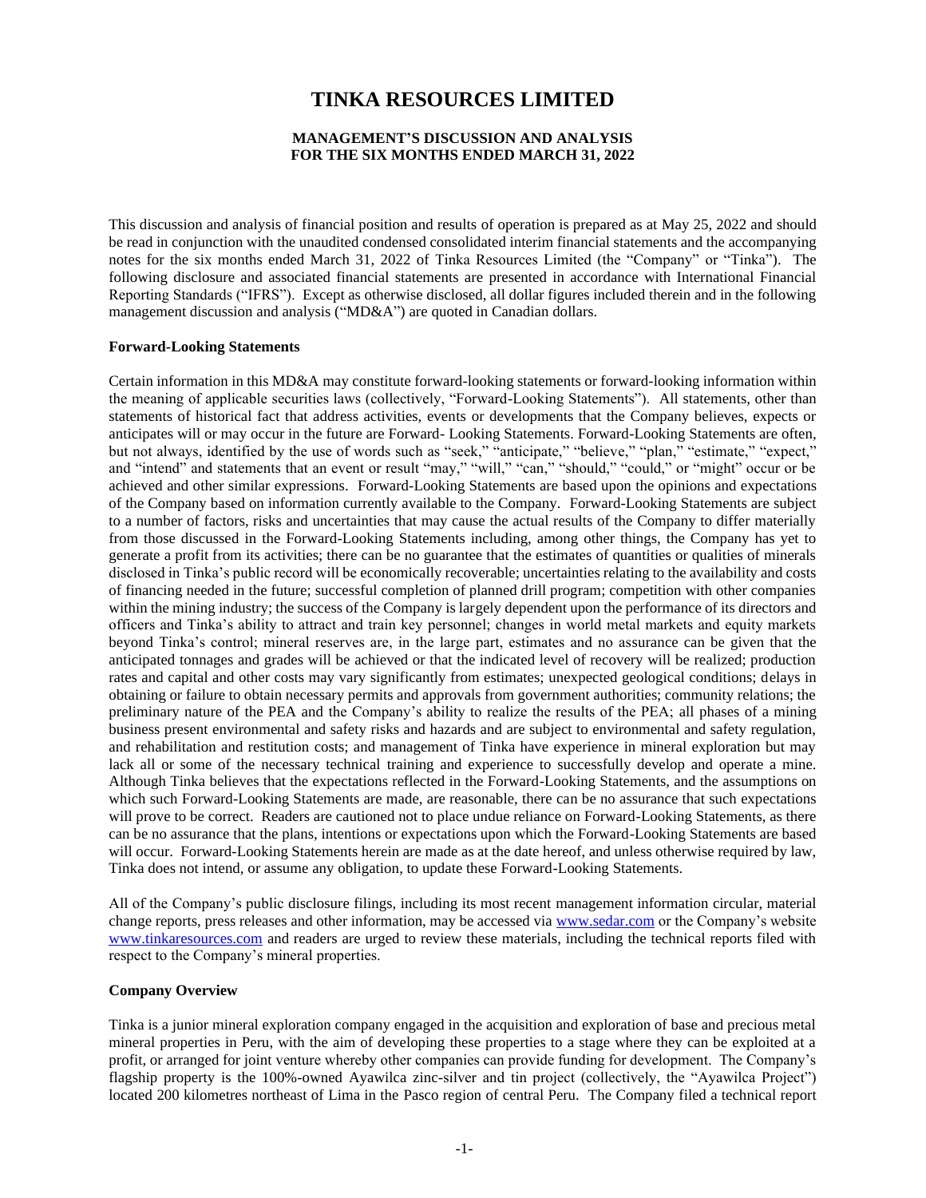# TINKA RESOURCES LIMITED

### MANAGEMENT'S DISCUSSION AND ANALYSIS
### FOR THE SIX MONTHS ENDED MARCH 31, 2022

This discussion and analysis of financial position and results of operation is prepared as at May 25, 2022 and should be read in conjunction with the unaudited condensed consolidated interim financial statements and the accompanying notes for the six months ended March 31, 2022 of Tinka Resources Limited (the "Company" or "Tinka"). The following disclosure and associated financial statements are presented in accordance with International Financial Reporting Standards ("IFRS"). Except as otherwise disclosed, all dollar figures included therein and in the following management discussion and analysis ("MD&A") are quoted in Canadian dollars.

**Forward-Looking Statements**

Certain information in this MD&A may constitute forward-looking statements or forward-looking information within the meaning of applicable securities laws (collectively, "Forward-Looking Statements"). All statements, other than statements of historical fact that address activities, events or developments that the Company believes, expects or anticipates will or may occur in the future are Forward- Looking Statements. Forward-Looking Statements are often, but not always, identified by the use of words such as "seek," "anticipate," "believe," "plan," "estimate," "expect," and "intend" and statements that an event or result "may," "will," "can," "should," "could," or "might" occur or be achieved and other similar expressions. Forward-Looking Statements are based upon the opinions and expectations of the Company based on information currently available to the Company. Forward-Looking Statements are subject to a number of factors, risks and uncertainties that may cause the actual results of the Company to differ materially from those discussed in the Forward-Looking Statements including, among other things, the Company has yet to generate a profit from its activities; there can be no guarantee that the estimates of quantities or qualities of minerals disclosed in Tinka's public record will be economically recoverable; uncertainties relating to the availability and costs of financing needed in the future; successful completion of planned drill program; competition with other companies within the mining industry; the success of the Company is largely dependent upon the performance of its directors and officers and Tinka's ability to attract and train key personnel; changes in world metal markets and equity markets beyond Tinka's control; mineral reserves are, in the large part, estimates and no assurance can be given that the anticipated tonnages and grades will be achieved or that the indicated level of recovery will be realized; production rates and capital and other costs may vary significantly from estimates; unexpected geological conditions; delays in obtaining or failure to obtain necessary permits and approvals from government authorities; community relations; the preliminary nature of the PEA and the Company's ability to realize the results of the PEA; all phases of a mining business present environmental and safety risks and hazards and are subject to environmental and safety regulation, and rehabilitation and restitution costs; and management of Tinka have experience in mineral exploration but may lack all or some of the necessary technical training and experience to successfully develop and operate a mine. Although Tinka believes that the expectations reflected in the Forward-Looking Statements, and the assumptions on which such Forward-Looking Statements are made, are reasonable, there can be no assurance that such expectations will prove to be correct. Readers are cautioned not to place undue reliance on Forward-Looking Statements, as there can be no assurance that the plans, intentions or expectations upon which the Forward-Looking Statements are based will occur. Forward-Looking Statements herein are made as at the date hereof, and unless otherwise required by law, Tinka does not intend, or assume any obligation, to update these Forward-Looking Statements.

All of the Company's public disclosure filings, including its most recent management information circular, material change reports, press releases and other information, may be accessed via [www.sedar.com](http://www.sedar.com) or the Company's website [www.tinkaresources.com](http://www.tinkaresources.com) and readers are urged to review these materials, including the technical reports filed with respect to the Company's mineral properties.

**Company Overview**

Tinka is a junior mineral exploration company engaged in the acquisition and exploration of base and precious metal mineral properties in Peru, with the aim of developing these properties to a stage where they can be exploited at a profit, or arranged for joint venture whereby other companies can provide funding for development. The Company's flagship property is the 100%-owned Ayawilca zinc-silver and tin project (collectively, the "Ayawilca Project") located 200 kilometres northeast of Lima in the Pasco region of central Peru. The Company filed a technical report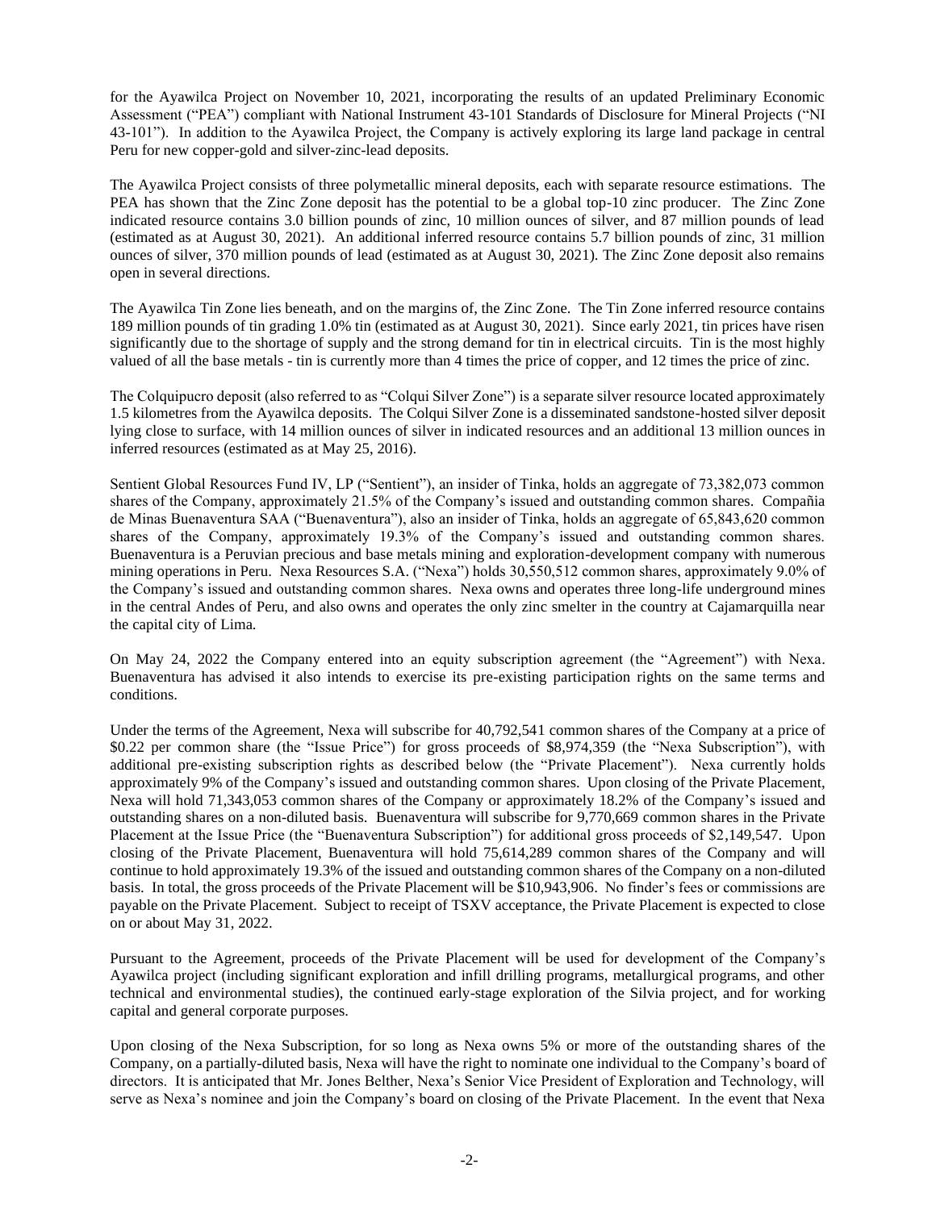for the Ayawilca Project on November 10, 2021, incorporating the results of an updated Preliminary Economic Assessment ("PEA") compliant with National Instrument 43-101 Standards of Disclosure for Mineral Projects ("NI 43-101"). In addition to the Ayawilca Project, the Company is actively exploring its large land package in central Peru for new copper-gold and silver-zinc-lead deposits.

The Ayawilca Project consists of three polymetallic mineral deposits, each with separate resource estimations. The PEA has shown that the Zinc Zone deposit has the potential to be a global top-10 zinc producer. The Zinc Zone indicated resource contains 3.0 billion pounds of zinc, 10 million ounces of silver, and 87 million pounds of lead (estimated as at August 30, 2021). An additional inferred resource contains 5.7 billion pounds of zinc, 31 million ounces of silver, 370 million pounds of lead (estimated as at August 30, 2021). The Zinc Zone deposit also remains open in several directions.

The Ayawilca Tin Zone lies beneath, and on the margins of, the Zinc Zone. The Tin Zone inferred resource contains 189 million pounds of tin grading 1.0% tin (estimated as at August 30, 2021). Since early 2021, tin prices have risen significantly due to the shortage of supply and the strong demand for tin in electrical circuits. Tin is the most highly valued of all the base metals - tin is currently more than 4 times the price of copper, and 12 times the price of zinc.

The Colquipucro deposit (also referred to as "Colqui Silver Zone") is a separate silver resource located approximately 1.5 kilometres from the Ayawilca deposits. The Colqui Silver Zone is a disseminated sandstone-hosted silver deposit lying close to surface, with 14 million ounces of silver in indicated resources and an additional 13 million ounces in inferred resources (estimated as at May 25, 2016).

Sentient Global Resources Fund IV, LP ("Sentient"), an insider of Tinka, holds an aggregate of 73,382,073 common shares of the Company, approximately 21.5% of the Company's issued and outstanding common shares. Compañia de Minas Buenaventura SAA ("Buenaventura"), also an insider of Tinka, holds an aggregate of 65,843,620 common shares of the Company, approximately 19.3% of the Company's issued and outstanding common shares. Buenaventura is a Peruvian precious and base metals mining and exploration-development company with numerous mining operations in Peru. Nexa Resources S.A. ("Nexa") holds 30,550,512 common shares, approximately 9.0% of the Company's issued and outstanding common shares. Nexa owns and operates three long-life underground mines in the central Andes of Peru, and also owns and operates the only zinc smelter in the country at Cajamarquilla near the capital city of Lima.

On May 24, 2022 the Company entered into an equity subscription agreement (the "Agreement") with Nexa. Buenaventura has advised it also intends to exercise its pre-existing participation rights on the same terms and conditions.

Under the terms of the Agreement, Nexa will subscribe for 40,792,541 common shares of the Company at a price of \$0.22 per common share (the "Issue Price") for gross proceeds of \$8,974,359 (the "Nexa Subscription"), with additional pre-existing subscription rights as described below (the "Private Placement"). Nexa currently holds approximately 9% of the Company's issued and outstanding common shares. Upon closing of the Private Placement, Nexa will hold 71,343,053 common shares of the Company or approximately 18.2% of the Company's issued and outstanding shares on a non-diluted basis. Buenaventura will subscribe for 9,770,669 common shares in the Private Placement at the Issue Price (the "Buenaventura Subscription") for additional gross proceeds of \$2,149,547. Upon closing of the Private Placement, Buenaventura will hold 75,614,289 common shares of the Company and will continue to hold approximately 19.3% of the issued and outstanding common shares of the Company on a non-diluted basis. In total, the gross proceeds of the Private Placement will be \$10,943,906. No finder's fees or commissions are payable on the Private Placement. Subject to receipt of TSXV acceptance, the Private Placement is expected to close on or about May 31, 2022.

Pursuant to the Agreement, proceeds of the Private Placement will be used for development of the Company's Ayawilca project (including significant exploration and infill drilling programs, metallurgical programs, and other technical and environmental studies), the continued early-stage exploration of the Silvia project, and for working capital and general corporate purposes.

Upon closing of the Nexa Subscription, for so long as Nexa owns 5% or more of the outstanding shares of the Company, on a partially-diluted basis, Nexa will have the right to nominate one individual to the Company's board of directors. It is anticipated that Mr. Jones Belther, Nexa's Senior Vice President of Exploration and Technology, will serve as Nexa's nominee and join the Company's board on closing of the Private Placement. In the event that Nexa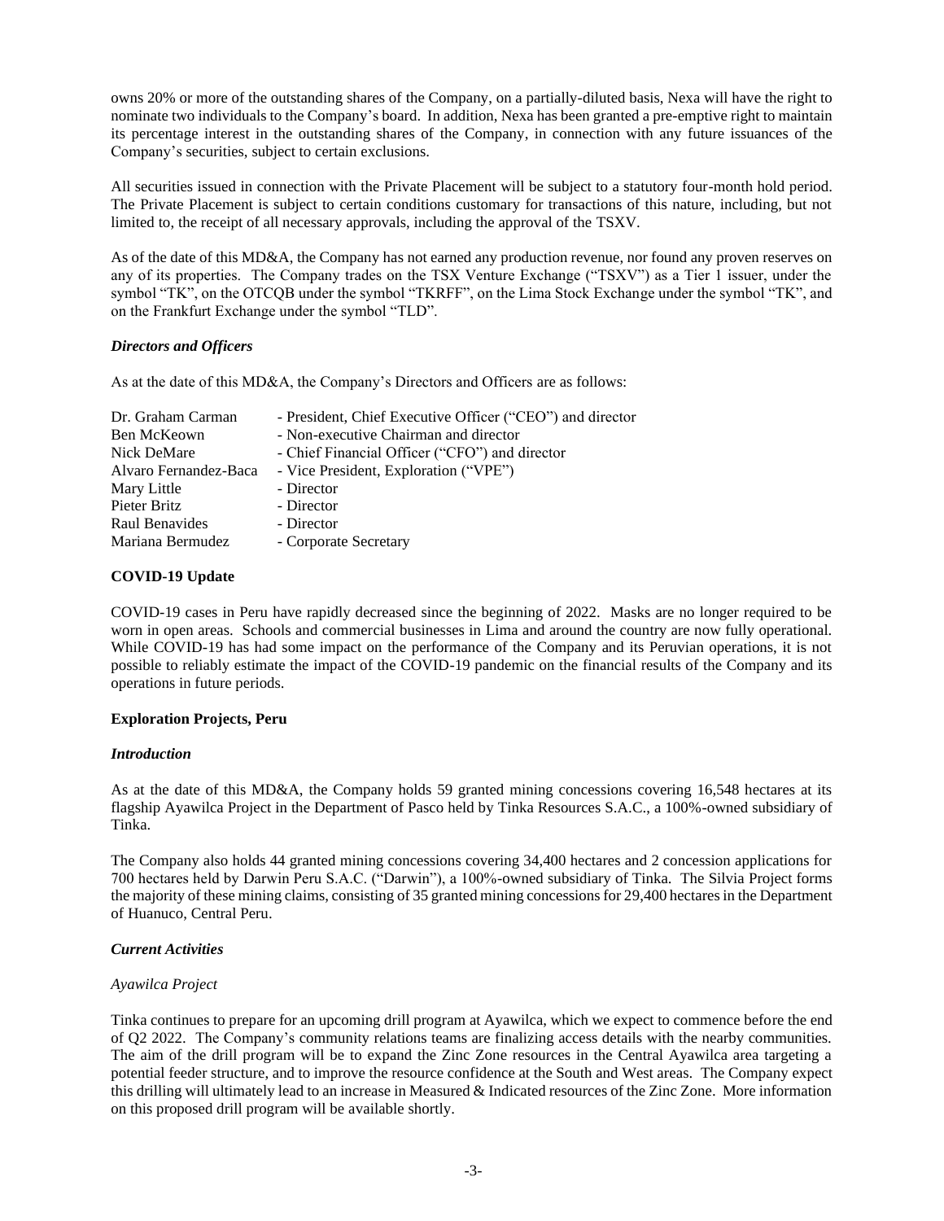owns 20% or more of the outstanding shares of the Company, on a partially-diluted basis, Nexa will have the right to nominate two individuals to the Company's board. In addition, Nexa has been granted a pre-emptive right to maintain its percentage interest in the outstanding shares of the Company, in connection with any future issuances of the Company's securities, subject to certain exclusions.

All securities issued in connection with the Private Placement will be subject to a statutory four-month hold period. The Private Placement is subject to certain conditions customary for transactions of this nature, including, but not limited to, the receipt of all necessary approvals, including the approval of the TSXV.

As of the date of this MD&A, the Company has not earned any production revenue, nor found any proven reserves on any of its properties. The Company trades on the TSX Venture Exchange ("TSXV") as a Tier 1 issuer, under the symbol "TK", on the OTCQB under the symbol "TKRFF", on the Lima Stock Exchange under the symbol "TK", and on the Frankfurt Exchange under the symbol "TLD".

### *Directors and Officers*

As at the date of this MD&A, the Company's Directors and Officers are as follows:

| | |
|---|---|
| Dr. Graham Carman | - President, Chief Executive Officer ("CEO") and director |
| Ben McKeown | - Non-executive Chairman and director |
| Nick DeMare | - Chief Financial Officer ("CFO") and director |
| Alvaro Fernandez-Baca | - Vice President, Exploration ("VPE") |
| Mary Little | - Director |
| Pieter Britz | - Director |
| Raul Benavides | - Director |
| Mariana Bermudez | - Corporate Secretary |

## COVID-19 Update

COVID-19 cases in Peru have rapidly decreased since the beginning of 2022. Masks are no longer required to be worn in open areas. Schools and commercial businesses in Lima and around the country are now fully operational. While COVID-19 has had some impact on the performance of the Company and its Peruvian operations, it is not possible to reliably estimate the impact of the COVID-19 pandemic on the financial results of the Company and its operations in future periods.

## Exploration Projects, Peru

### *Introduction*

As at the date of this MD&A, the Company holds 59 granted mining concessions covering 16,548 hectares at its flagship Ayawilca Project in the Department of Pasco held by Tinka Resources S.A.C., a 100%-owned subsidiary of Tinka.

The Company also holds 44 granted mining concessions covering 34,400 hectares and 2 concession applications for 700 hectares held by Darwin Peru S.A.C. ("Darwin"), a 100%-owned subsidiary of Tinka. The Silvia Project forms the majority of these mining claims, consisting of 35 granted mining concessions for 29,400 hectares in the Department of Huanuco, Central Peru.

### *Current Activities*

#### *Ayawilca Project*

Tinka continues to prepare for an upcoming drill program at Ayawilca, which we expect to commence before the end of Q2 2022. The Company's community relations teams are finalizing access details with the nearby communities. The aim of the drill program will be to expand the Zinc Zone resources in the Central Ayawilca area targeting a potential feeder structure, and to improve the resource confidence at the South and West areas. The Company expect this drilling will ultimately lead to an increase in Measured & Indicated resources of the Zinc Zone. More information on this proposed drill program will be available shortly.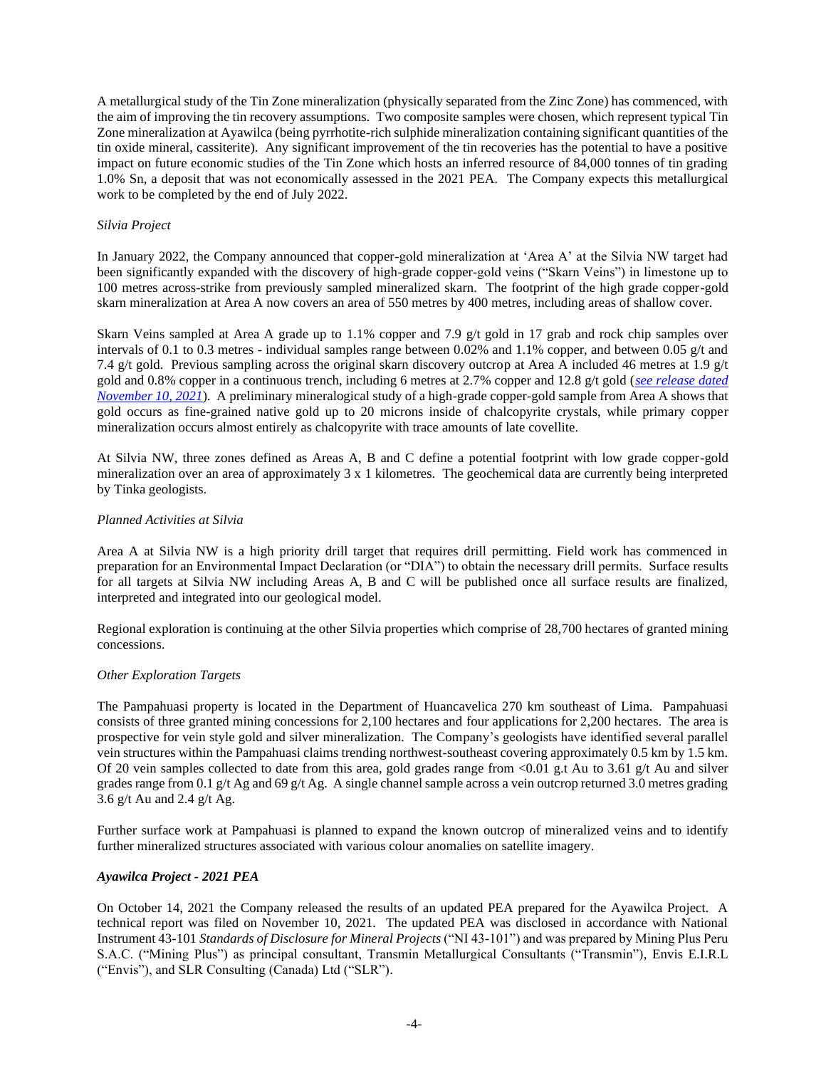A metallurgical study of the Tin Zone mineralization (physically separated from the Zinc Zone) has commenced, with the aim of improving the tin recovery assumptions. Two composite samples were chosen, which represent typical Tin Zone mineralization at Ayawilca (being pyrrhotite-rich sulphide mineralization containing significant quantities of the tin oxide mineral, cassiterite). Any significant improvement of the tin recoveries has the potential to have a positive impact on future economic studies of the Tin Zone which hosts an inferred resource of 84,000 tonnes of tin grading 1.0% Sn, a deposit that was not economically assessed in the 2021 PEA. The Company expects this metallurgical work to be completed by the end of July 2022.

*Silvia Project*

In January 2022, the Company announced that copper-gold mineralization at 'Area A' at the Silvia NW target had been significantly expanded with the discovery of high-grade copper-gold veins ("Skarn Veins") in limestone up to 100 metres across-strike from previously sampled mineralized skarn. The footprint of the high grade copper-gold skarn mineralization at Area A now covers an area of 550 metres by 400 metres, including areas of shallow cover.

Skarn Veins sampled at Area A grade up to 1.1% copper and 7.9 g/t gold in 17 grab and rock chip samples over intervals of 0.1 to 0.3 metres - individual samples range between 0.02% and 1.1% copper, and between 0.05 g/t and 7.4 g/t gold. Previous sampling across the original skarn discovery outcrop at Area A included 46 metres at 1.9 g/t gold and 0.8% copper in a continuous trench, including 6 metres at 2.7% copper and 12.8 g/t gold (*see release dated November 10, 2021*). A preliminary mineralogical study of a high-grade copper-gold sample from Area A shows that gold occurs as fine-grained native gold up to 20 microns inside of chalcopyrite crystals, while primary copper mineralization occurs almost entirely as chalcopyrite with trace amounts of late covellite.

At Silvia NW, three zones defined as Areas A, B and C define a potential footprint with low grade copper-gold mineralization over an area of approximately 3 x 1 kilometres. The geochemical data are currently being interpreted by Tinka geologists.

*Planned Activities at Silvia*

Area A at Silvia NW is a high priority drill target that requires drill permitting. Field work has commenced in preparation for an Environmental Impact Declaration (or "DIA") to obtain the necessary drill permits. Surface results for all targets at Silvia NW including Areas A, B and C will be published once all surface results are finalized, interpreted and integrated into our geological model.

Regional exploration is continuing at the other Silvia properties which comprise of 28,700 hectares of granted mining concessions.

*Other Exploration Targets*

The Pampahuasi property is located in the Department of Huancavelica 270 km southeast of Lima. Pampahuasi consists of three granted mining concessions for 2,100 hectares and four applications for 2,200 hectares. The area is prospective for vein style gold and silver mineralization. The Company's geologists have identified several parallel vein structures within the Pampahuasi claims trending northwest-southeast covering approximately 0.5 km by 1.5 km. Of 20 vein samples collected to date from this area, gold grades range from <0.01 g.t Au to 3.61 g/t Au and silver grades range from 0.1 g/t Ag and 69 g/t Ag. A single channel sample across a vein outcrop returned 3.0 metres grading 3.6 g/t Au and 2.4 g/t Ag.

Further surface work at Pampahuasi is planned to expand the known outcrop of mineralized veins and to identify further mineralized structures associated with various colour anomalies on satellite imagery.

***Ayawilca Project - 2021 PEA***

On October 14, 2021 the Company released the results of an updated PEA prepared for the Ayawilca Project. A technical report was filed on November 10, 2021. The updated PEA was disclosed in accordance with National Instrument 43-101 *Standards of Disclosure for Mineral Projects* ("NI 43-101") and was prepared by Mining Plus Peru S.A.C. ("Mining Plus") as principal consultant, Transmin Metallurgical Consultants ("Transmin"), Envis E.I.R.L ("Envis"), and SLR Consulting (Canada) Ltd ("SLR").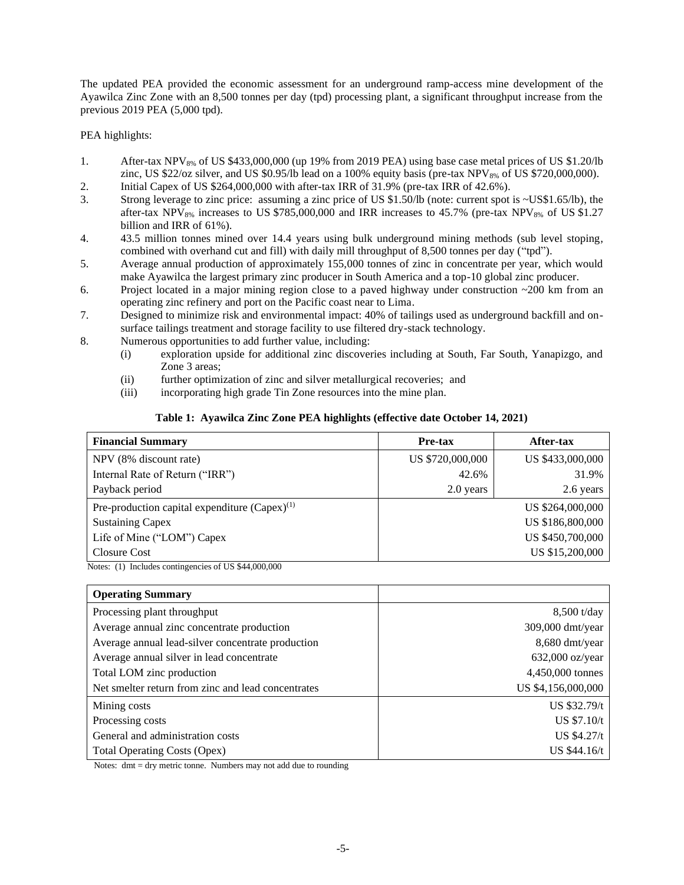The updated PEA provided the economic assessment for an underground ramp-access mine development of the Ayawilca Zinc Zone with an 8,500 tonnes per day (tpd) processing plant, a significant throughput increase from the previous 2019 PEA (5,000 tpd).

PEA highlights:

1. After-tax $NPV_{8\%}$ of US \$433,000,000 (up 19% from 2019 PEA) using base case metal prices of US \$1.20/lb zinc, US \$22/oz silver, and US \$0.95/lb lead on a 100% equity basis (pre-tax $NPV_{8\%}$ of US \$720,000,000).
2. Initial Capex of US \$264,000,000 with after-tax IRR of 31.9% (pre-tax IRR of 42.6%).
3. Strong leverage to zinc price: assuming a zinc price of US \$1.50/lb (note: current spot is ~US\$1.65/lb), the after-tax $NPV_{8\%}$ increases to US \$785,000,000 and IRR increases to 45.7% (pre-tax $NPV_{8\%}$ of US \$1.27 billion and IRR of 61%).
4. 43.5 million tonnes mined over 14.4 years using bulk underground mining methods (sub level stoping, combined with overhand cut and fill) with daily mill throughput of 8,500 tonnes per day ("tpd").
5. Average annual production of approximately 155,000 tonnes of zinc in concentrate per year, which would make Ayawilca the largest primary zinc producer in South America and a top-10 global zinc producer.
6. Project located in a major mining region close to a paved highway under construction ~200 km from an operating zinc refinery and port on the Pacific coast near to Lima.
7. Designed to minimize risk and environmental impact: 40% of tailings used as underground backfill and on-surface tailings treatment and storage facility to use filtered dry-stack technology.
8. Numerous opportunities to add further value, including:
   - (i) exploration upside for additional zinc discoveries including at South, Far South, Yanapizgo, and Zone 3 areas;
   - (ii) further optimization of zinc and silver metallurgical recoveries; and
   - (iii) incorporating high grade Tin Zone resources into the mine plan.

**Table 1: Ayawilca Zinc Zone PEA highlights (effective date October 14, 2021)**

| Financial Summary | Pre-tax | After-tax |
|---|---|---|
| NPV (8% discount rate) | US \$720,000,000 | US \$433,000,000 |
| Internal Rate of Return ("IRR") | 42.6% | 31.9% |
| Payback period | 2.0 years | 2.6 years |
| Pre-production capital expenditure (Capex)[1] | | US \$264,000,000 |
| Sustaining Capex | | US \$186,800,000 |
| Life of Mine ("LOM") Capex | | US \$450,700,000 |
| Closure Cost | | US \$15,200,000 |

Notes: (1) Includes contingencies of US \$44,000,000

| Operating Summary | |
|---|---|
| Processing plant throughput | 8,500 t/day |
| Average annual zinc concentrate production | 309,000 dmt/year |
| Average annual lead-silver concentrate production | 8,680 dmt/year |
| Average annual silver in lead concentrate | 632,000 oz/year |
| Total LOM zinc production | 4,450,000 tonnes |
| Net smelter return from zinc and lead concentrates | US \$4,156,000,000 |
| Mining costs | US \$32.79/t |
| Processing costs | US \$7.10/t |
| General and administration costs | US \$4.27/t |
| Total Operating Costs (Opex) | US \$44.16/t |

Notes: dmt = dry metric tonne. Numbers may not add due to rounding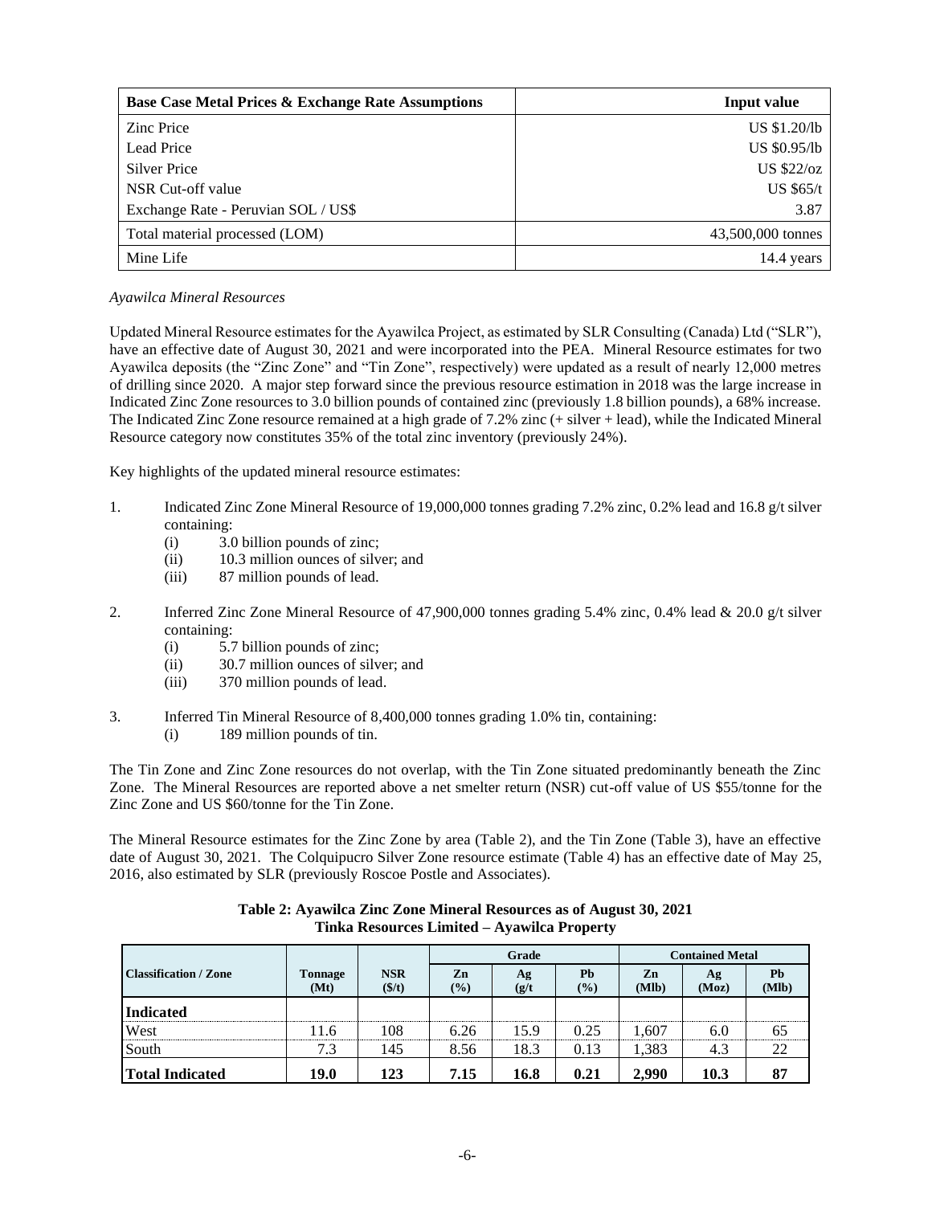| Base Case Metal Prices & Exchange Rate Assumptions | Input value |
|---|---|
| Zinc Price | US $1.20/lb |
| Lead Price | US $0.95/lb |
| Silver Price | US $22/oz |
| NSR Cut-off value | US $65/t |
| Exchange Rate - Peruvian SOL / US$ | 3.87 |
| Total material processed (LOM) | 43,500,000 tonnes |
| Mine Life | 14.4 years |

*Ayawilca Mineral Resources*

Updated Mineral Resource estimates for the Ayawilca Project, as estimated by SLR Consulting (Canada) Ltd ("SLR"), have an effective date of August 30, 2021 and were incorporated into the PEA. Mineral Resource estimates for two Ayawilca deposits (the "Zinc Zone" and "Tin Zone", respectively) were updated as a result of nearly 12,000 metres of drilling since 2020. A major step forward since the previous resource estimation in 2018 was the large increase in Indicated Zinc Zone resources to 3.0 billion pounds of contained zinc (previously 1.8 billion pounds), a 68% increase. The Indicated Zinc Zone resource remained at a high grade of 7.2% zinc (+ silver + lead), while the Indicated Mineral Resource category now constitutes 35% of the total zinc inventory (previously 24%).

Key highlights of the updated mineral resource estimates:

1. Indicated Zinc Zone Mineral Resource of 19,000,000 tonnes grading 7.2% zinc, 0.2% lead and 16.8 g/t silver containing:
   (i) 3.0 billion pounds of zinc;
   (ii) 10.3 million ounces of silver; and
   (iii) 87 million pounds of lead.

2. Inferred Zinc Zone Mineral Resource of 47,900,000 tonnes grading 5.4% zinc, 0.4% lead & 20.0 g/t silver containing:
   (i) 5.7 billion pounds of zinc;
   (ii) 30.7 million ounces of silver; and
   (iii) 370 million pounds of lead.

3. Inferred Tin Mineral Resource of 8,400,000 tonnes grading 1.0% tin, containing:
   (i) 189 million pounds of tin.

The Tin Zone and Zinc Zone resources do not overlap, with the Tin Zone situated predominantly beneath the Zinc Zone. The Mineral Resources are reported above a net smelter return (NSR) cut-off value of US $55/tonne for the Zinc Zone and US $60/tonne for the Tin Zone.

The Mineral Resource estimates for the Zinc Zone by area (Table 2), and the Tin Zone (Table 3), have an effective date of August 30, 2021. The Colquipucro Silver Zone resource estimate (Table 4) has an effective date of May 25, 2016, also estimated by SLR (previously Roscoe Postle and Associates).

**Table 2: Ayawilca Zinc Zone Mineral Resources as of August 30, 2021**
**Tinka Resources Limited – Ayawilca Property**

| Classification / Zone | Tonnage (Mt) | NSR ($/t) | Grade | | | Contained Metal | | |
|---|---|---|---|---|---|---|---|---|
| | | | Zn (%) | Ag (g/t) | Pb (%) | Zn (Mlb) | Ag (Moz) | Pb (Mlb) |
| **Indicated** | | | | | | | | |
| West | 11.6 | 108 | 6.26 | 15.9 | 0.25 | 1,607 | 6.0 | 65 |
| South | 7.3 | 145 | 8.56 | 18.3 | 0.13 | 1,383 | 4.3 | 22 |
| **Total Indicated** | **19.0** | **123** | **7.15** | **16.8** | **0.21** | **2,990** | **10.3** | **87** |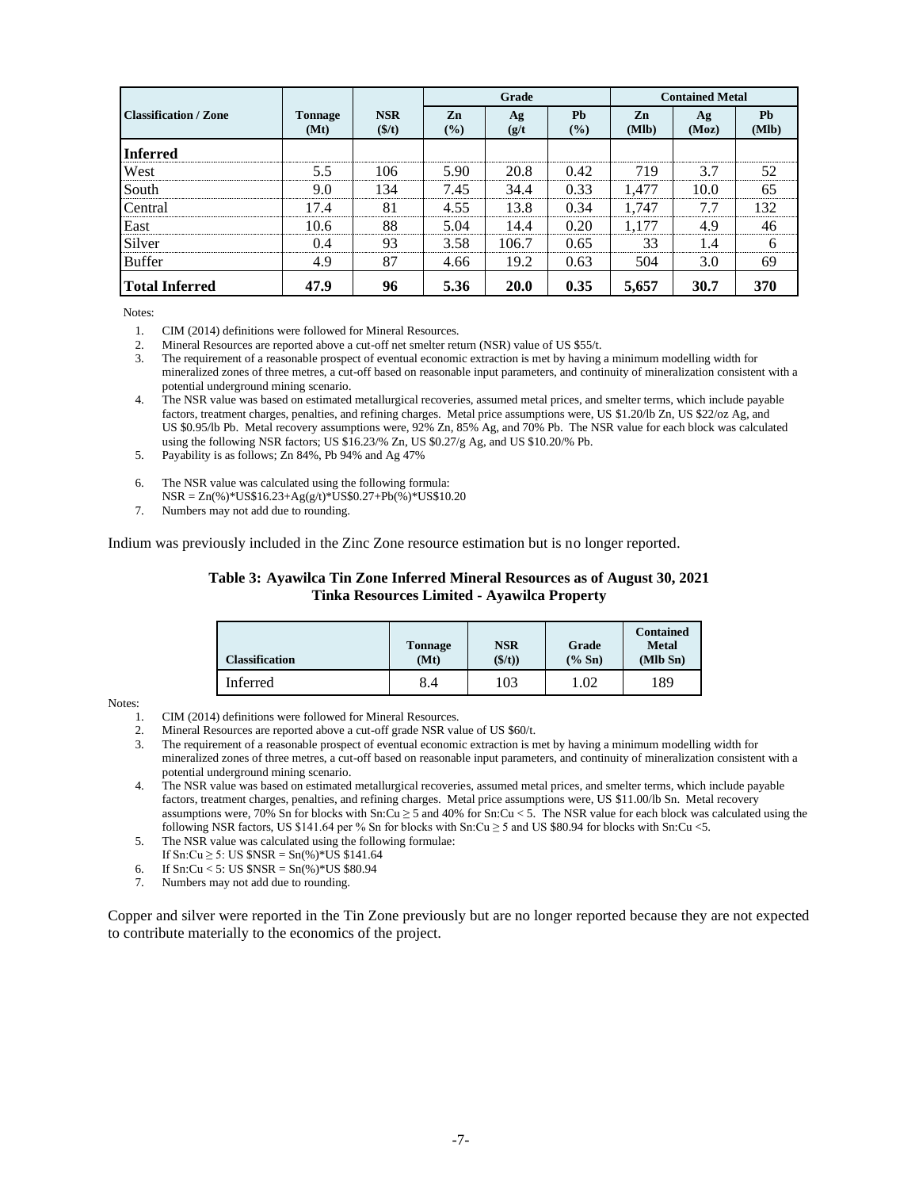| Classification / Zone | Tonnage (Mt) | NSR ($/t) | Grade | | | Contained Metal | | |
|---|---|---|---|---|---|---|---|---|
| | | | Zn (%) | Ag (g/t | Pb (%) | Zn (Mlb) | Ag (Moz) | Pb (Mlb) |
| **Inferred** | | | | | | | | |
| West | 5.5 | 106 | 5.90 | 20.8 | 0.42 | 719 | 3.7 | 52 |
| South | 9.0 | 134 | 7.45 | 34.4 | 0.33 | 1,477 | 10.0 | 65 |
| Central | 17.4 | 81 | 4.55 | 13.8 | 0.34 | 1,747 | 7.7 | 132 |
| East | 10.6 | 88 | 5.04 | 14.4 | 0.20 | 1,177 | 4.9 | 46 |
| Silver | 0.4 | 93 | 3.58 | 106.7 | 0.65 | 33 | 1.4 | 6 |
| Buffer | 4.9 | 87 | 4.66 | 19.2 | 0.63 | 504 | 3.0 | 69 |
| **Total Inferred** | **47.9** | **96** | **5.36** | **20.0** | **0.35** | **5,657** | **30.7** | **370** |

Notes:

1. CIM (2014) definitions were followed for Mineral Resources.
2. Mineral Resources are reported above a cut-off net smelter return (NSR) value of US $55/t.
3. The requirement of a reasonable prospect of eventual economic extraction is met by having a minimum modelling width for mineralized zones of three metres, a cut-off based on reasonable input parameters, and continuity of mineralization consistent with a potential underground mining scenario.
4. The NSR value was based on estimated metallurgical recoveries, assumed metal prices, and smelter terms, which include payable factors, treatment charges, penalties, and refining charges. Metal price assumptions were, US $1.20/lb Zn, US $22/oz Ag, and US $0.95/lb Pb. Metal recovery assumptions were, 92% Zn, 85% Ag, and 70% Pb. The NSR value for each block was calculated using the following NSR factors; US $16.23/% Zn, US $0.27/g Ag, and US $10.20/% Pb.
5. Payability is as follows; Zn 84%, Pb 94% and Ag 47%
6. The NSR value was calculated using the following formula: NSR = Zn(%)*US$16.23+Ag(g/t)*US$0.27+Pb(%)*US$10.20
7. Numbers may not add due to rounding.

Indium was previously included in the Zinc Zone resource estimation but is no longer reported.

**Table 3: Ayawilca Tin Zone Inferred Mineral Resources as of August 30, 2021**
**Tinka Resources Limited - Ayawilca Property**

| Classification | Tonnage (Mt) | NSR ($/t)) | Grade (% Sn) | Contained Metal (Mlb Sn) |
|---|---|---|---|---|
| Inferred | 8.4 | 103 | 1.02 | 189 |

Notes:

1. CIM (2014) definitions were followed for Mineral Resources.
2. Mineral Resources are reported above a cut-off grade NSR value of US $60/t.
3. The requirement of a reasonable prospect of eventual economic extraction is met by having a minimum modelling width for mineralized zones of three metres, a cut-off based on reasonable input parameters, and continuity of mineralization consistent with a potential underground mining scenario.
4. The NSR value was based on estimated metallurgical recoveries, assumed metal prices, and smelter terms, which include payable factors, treatment charges, penalties, and refining charges. Metal price assumptions were, US $11.00/lb Sn. Metal recovery assumptions were, 70% Sn for blocks with Sn:Cu ≥ 5 and 40% for Sn:Cu < 5. The NSR value for each block was calculated using the following NSR factors, US $141.64 per % Sn for blocks with Sn:Cu ≥ 5 and US $80.94 for blocks with Sn:Cu <5.
5. The NSR value was calculated using the following formulae: If Sn:Cu ≥ 5: US $NSR = Sn(%)*US $141.64
6. If Sn:Cu < 5: US $NSR = Sn(%)*US $80.94
7. Numbers may not add due to rounding.

Copper and silver were reported in the Tin Zone previously but are no longer reported because they are not expected to contribute materially to the economics of the project.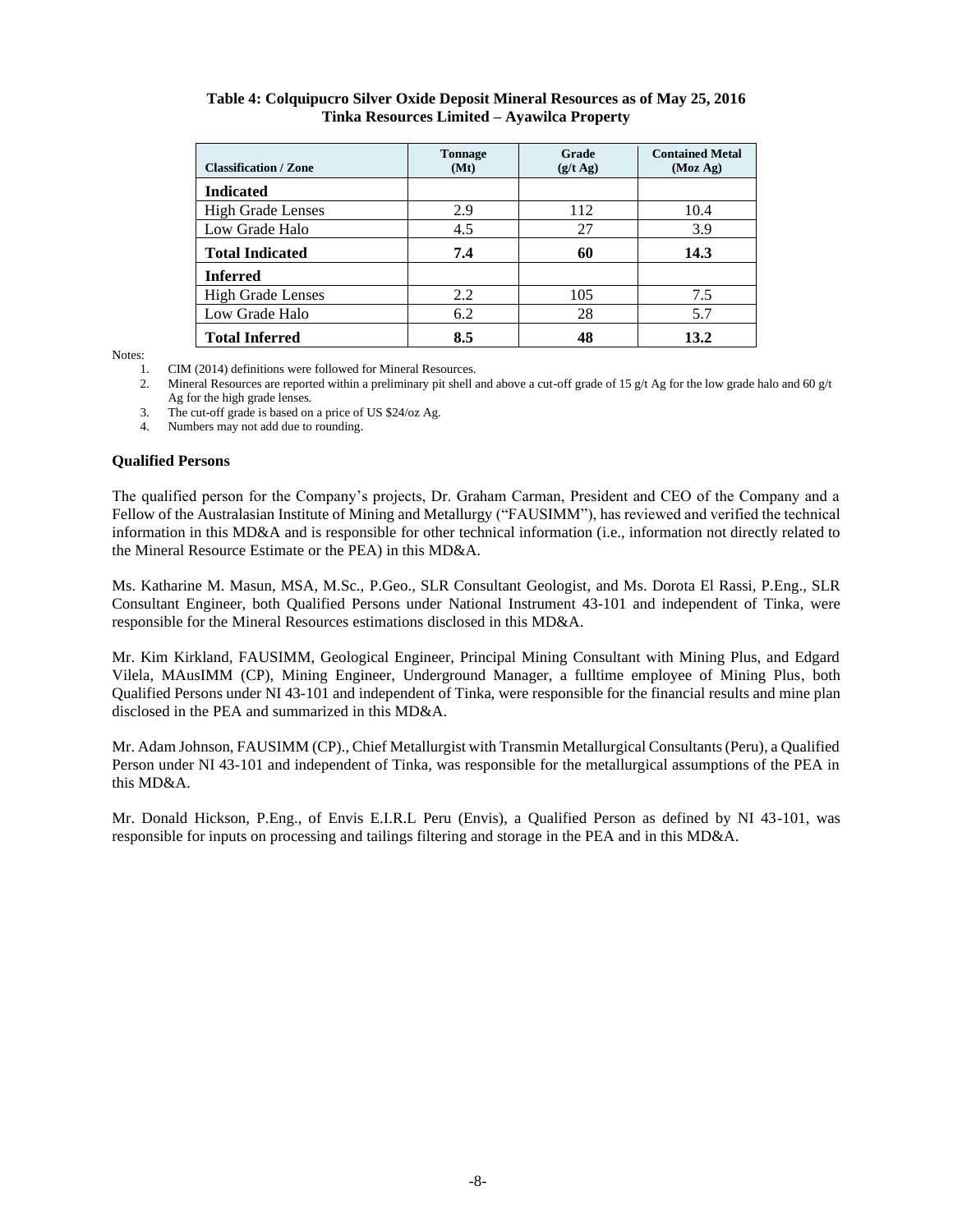**Table 4: Colquipucro Silver Oxide Deposit Mineral Resources as of May 25, 2016**
**Tinka Resources Limited – Ayawilca Property**

| Classification / Zone | Tonnage (Mt) | Grade (g/t Ag) | Contained Metal (Moz Ag) |
|---|---|---|---|
| **Indicated** | | | |
| High Grade Lenses | 2.9 | 112 | 10.4 |
| Low Grade Halo | 4.5 | 27 | 3.9 |
| **Total Indicated** | **7.4** | **60** | **14.3** |
| **Inferred** | | | |
| High Grade Lenses | 2.2 | 105 | 7.5 |
| Low Grade Halo | 6.2 | 28 | 5.7 |
| **Total Inferred** | **8.5** | **48** | **13.2** |

Notes:

1. CIM (2014) definitions were followed for Mineral Resources.
2. Mineral Resources are reported within a preliminary pit shell and above a cut-off grade of 15 g/t Ag for the low grade halo and 60 g/t Ag for the high grade lenses.
3. The cut-off grade is based on a price of US $24/oz Ag.
4. Numbers may not add due to rounding.

**Qualified Persons**

The qualified person for the Company's projects, Dr. Graham Carman, President and CEO of the Company and a Fellow of the Australasian Institute of Mining and Metallurgy ("FAUSIMM"), has reviewed and verified the technical information in this MD&A and is responsible for other technical information (i.e., information not directly related to the Mineral Resource Estimate or the PEA) in this MD&A.

Ms. Katharine M. Masun, MSA, M.Sc., P.Geo., SLR Consultant Geologist, and Ms. Dorota El Rassi, P.Eng., SLR Consultant Engineer, both Qualified Persons under National Instrument 43-101 and independent of Tinka, were responsible for the Mineral Resources estimations disclosed in this MD&A.

Mr. Kim Kirkland, FAUSIMM, Geological Engineer, Principal Mining Consultant with Mining Plus, and Edgard Vilela, MAusIMM (CP), Mining Engineer, Underground Manager, a fulltime employee of Mining Plus, both Qualified Persons under NI 43-101 and independent of Tinka, were responsible for the financial results and mine plan disclosed in the PEA and summarized in this MD&A.

Mr. Adam Johnson, FAUSIMM (CP)., Chief Metallurgist with Transmin Metallurgical Consultants (Peru), a Qualified Person under NI 43-101 and independent of Tinka, was responsible for the metallurgical assumptions of the PEA in this MD&A.

Mr. Donald Hickson, P.Eng., of Envis E.I.R.L Peru (Envis), a Qualified Person as defined by NI 43-101, was responsible for inputs on processing and tailings filtering and storage in the PEA and in this MD&A.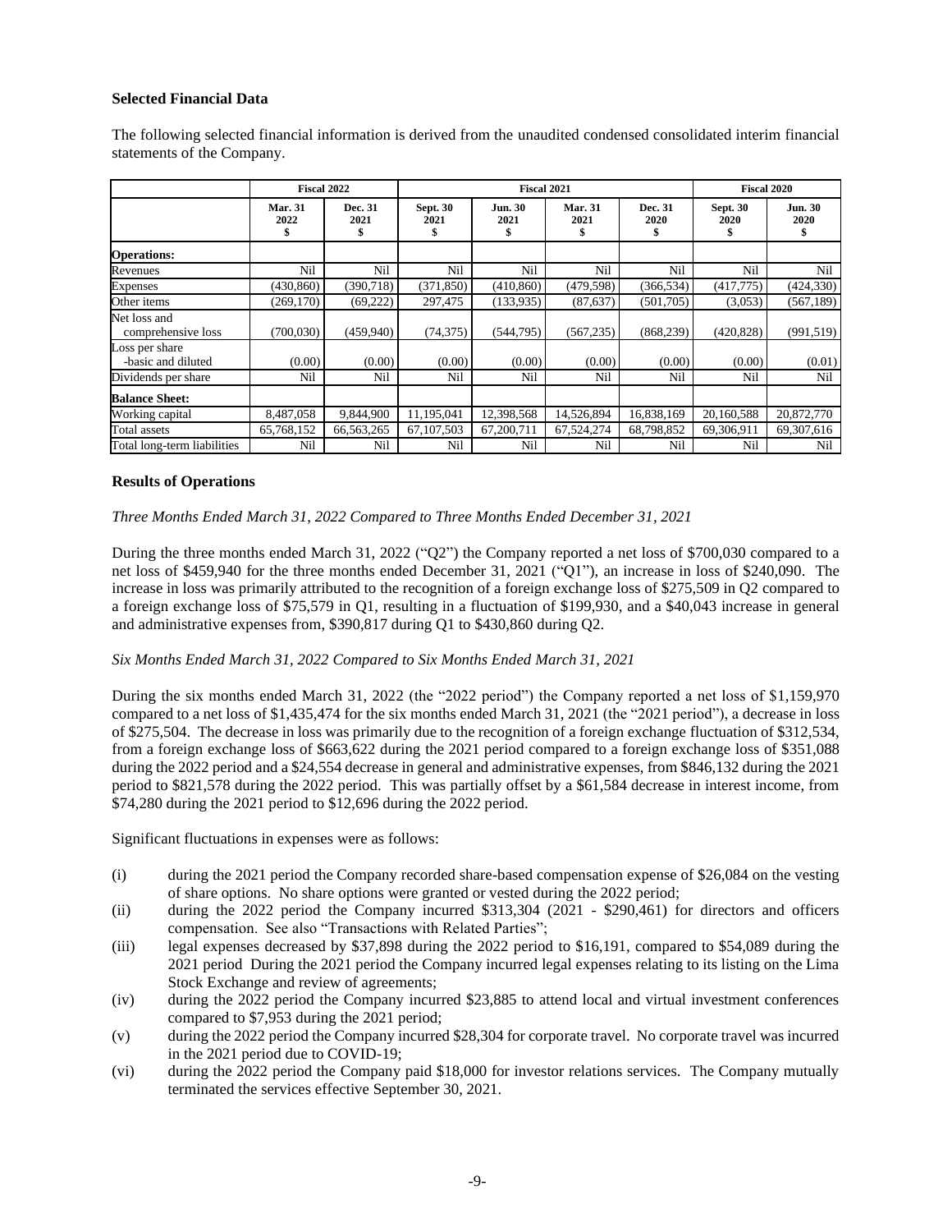### Selected Financial Data

The following selected financial information is derived from the unaudited condensed consolidated interim financial statements of the Company.

| | Fiscal 2022 | | Fiscal 2021 | | | | Fiscal 2020 | |
|---|---|---|---|---|---|---|---|---|
| | Mar. 31 2022 $ | Dec. 31 2021 $ | Sept. 30 2021 $ | Jun. 30 2021 $ | Mar. 31 2021 $ | Dec. 31 2020 $ | Sept. 30 2020 $ | Jun. 30 2020 $ |
| **Operations:** | | | | | | | | |
| Revenues | Nil | Nil | Nil | Nil | Nil | Nil | Nil | Nil |
| Expenses | (430,860) | (390,718) | (371,850) | (410,860) | (479,598) | (366,534) | (417,775) | (424,330) |
| Other items | (269,170) | (69,222) | 297,475 | (133,935) | (87,637) | (501,705) | (3,053) | (567,189) |
| Net loss and comprehensive loss | (700,030) | (459,940) | (74,375) | (544,795) | (567,235) | (868,239) | (420,828) | (991,519) |
| Loss per share -basic and diluted | (0.00) | (0.00) | (0.00) | (0.00) | (0.00) | (0.00) | (0.00) | (0.01) |
| Dividends per share | Nil | Nil | Nil | Nil | Nil | Nil | Nil | Nil |
| **Balance Sheet:** | | | | | | | | |
| Working capital | 8,487,058 | 9,844,900 | 11,195,041 | 12,398,568 | 14,526,894 | 16,838,169 | 20,160,588 | 20,872,770 |
| Total assets | 65,768,152 | 66,563,265 | 67,107,503 | 67,200,711 | 67,524,274 | 68,798,852 | 69,306,911 | 69,307,616 |
| Total long-term liabilities | Nil | Nil | Nil | Nil | Nil | Nil | Nil | Nil |

### Results of Operations

*Three Months Ended March 31, 2022 Compared to Three Months Ended December 31, 2021*

During the three months ended March 31, 2022 ("Q2") the Company reported a net loss of $700,030 compared to a net loss of $459,940 for the three months ended December 31, 2021 ("Q1"), an increase in loss of $240,090. The increase in loss was primarily attributed to the recognition of a foreign exchange loss of $275,509 in Q2 compared to a foreign exchange loss of $75,579 in Q1, resulting in a fluctuation of $199,930, and a $40,043 increase in general and administrative expenses from, $390,817 during Q1 to $430,860 during Q2.

*Six Months Ended March 31, 2022 Compared to Six Months Ended March 31, 2021*

During the six months ended March 31, 2022 (the "2022 period") the Company reported a net loss of $1,159,970 compared to a net loss of $1,435,474 for the six months ended March 31, 2021 (the "2021 period"), a decrease in loss of $275,504. The decrease in loss was primarily due to the recognition of a foreign exchange fluctuation of $312,534, from a foreign exchange loss of $663,622 during the 2021 period compared to a foreign exchange loss of $351,088 during the 2022 period and a $24,554 decrease in general and administrative expenses, from $846,132 during the 2021 period to $821,578 during the 2022 period. This was partially offset by a $61,584 decrease in interest income, from $74,280 during the 2021 period to $12,696 during the 2022 period.

Significant fluctuations in expenses were as follows:

(i) during the 2021 period the Company recorded share-based compensation expense of $26,084 on the vesting of share options. No share options were granted or vested during the 2022 period;

(ii) during the 2022 period the Company incurred $313,304 (2021 - $290,461) for directors and officers compensation. See also "Transactions with Related Parties";

(iii) legal expenses decreased by $37,898 during the 2022 period to $16,191, compared to $54,089 during the 2021 period During the 2021 period the Company incurred legal expenses relating to its listing on the Lima Stock Exchange and review of agreements;

(iv) during the 2022 period the Company incurred $23,885 to attend local and virtual investment conferences compared to $7,953 during the 2021 period;

(v) during the 2022 period the Company incurred $28,304 for corporate travel. No corporate travel was incurred in the 2021 period due to COVID-19;

(vi) during the 2022 period the Company paid $18,000 for investor relations services. The Company mutually terminated the services effective September 30, 2021.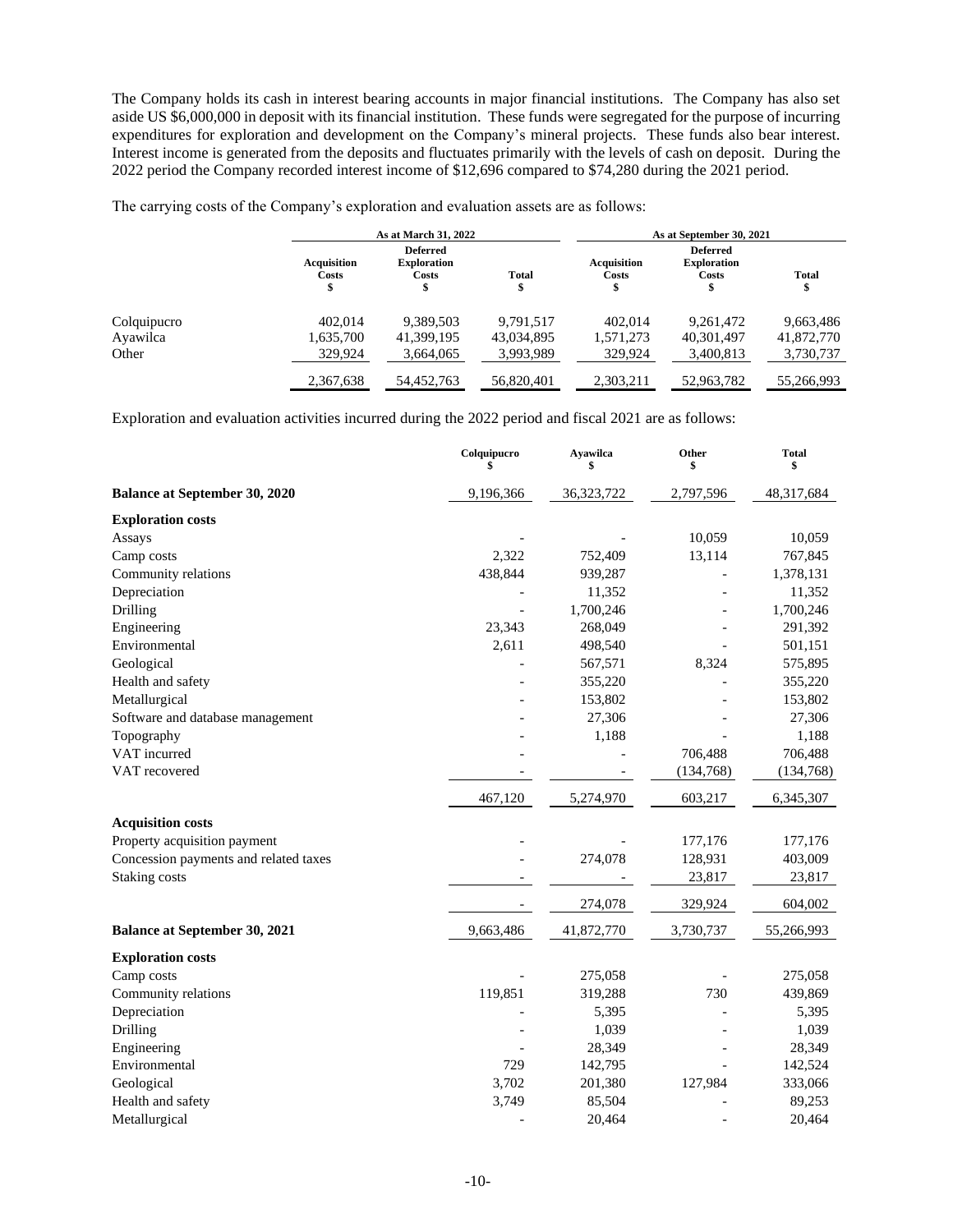The Company holds its cash in interest bearing accounts in major financial institutions. The Company has also set aside US $6,000,000 in deposit with its financial institution. These funds were segregated for the purpose of incurring expenditures for exploration and development on the Company's mineral projects. These funds also bear interest. Interest income is generated from the deposits and fluctuates primarily with the levels of cash on deposit. During the 2022 period the Company recorded interest income of $12,696 compared to $74,280 during the 2021 period.

The carrying costs of the Company's exploration and evaluation assets are as follows:

| | As at March 31, 2022 | | | As at September 30, 2021 | | |
|---|---|---|---|---|---|---|
| | Acquisition Costs $ | Deferred Exploration Costs $ | Total $ | Acquisition Costs $ | Deferred Exploration Costs $ | Total $ |
| Colquipucro | 402,014 | 9,389,503 | 9,791,517 | 402,014 | 9,261,472 | 9,663,486 |
| Ayawilca | 1,635,700 | 41,399,195 | 43,034,895 | 1,571,273 | 40,301,497 | 41,872,770 |
| Other | 329,924 | 3,664,065 | 3,993,989 | 329,924 | 3,400,813 | 3,730,737 |
| | 2,367,638 | 54,452,763 | 56,820,401 | 2,303,211 | 52,963,782 | 55,266,993 |

Exploration and evaluation activities incurred during the 2022 period and fiscal 2021 are as follows:

| | Colquipucro $ | Ayawilca $ | Other $ | Total $ |
|---|---|---|---|---|
| **Balance at September 30, 2020** | 9,196,366 | 36,323,722 | 2,797,596 | 48,317,684 |
| **Exploration costs** | | | | |
| Assays | - | - | 10,059 | 10,059 |
| Camp costs | 2,322 | 752,409 | 13,114 | 767,845 |
| Community relations | 438,844 | 939,287 | - | 1,378,131 |
| Depreciation | - | 11,352 | - | 11,352 |
| Drilling | - | 1,700,246 | - | 1,700,246 |
| Engineering | 23,343 | 268,049 | - | 291,392 |
| Environmental | 2,611 | 498,540 | - | 501,151 |
| Geological | - | 567,571 | 8,324 | 575,895 |
| Health and safety | - | 355,220 | - | 355,220 |
| Metallurgical | - | 153,802 | - | 153,802 |
| Software and database management | - | 27,306 | - | 27,306 |
| Topography | - | 1,188 | - | 1,188 |
| VAT incurred | - | - | 706,488 | 706,488 |
| VAT recovered | - | - | (134,768) | (134,768) |
| | 467,120 | 5,274,970 | 603,217 | 6,345,307 |
| **Acquisition costs** | | | | |
| Property acquisition payment | - | - | 177,176 | 177,176 |
| Concession payments and related taxes | - | 274,078 | 128,931 | 403,009 |
| Staking costs | - | - | 23,817 | 23,817 |
| | - | 274,078 | 329,924 | 604,002 |
| **Balance at September 30, 2021** | 9,663,486 | 41,872,770 | 3,730,737 | 55,266,993 |
| **Exploration costs** | | | | |
| Camp costs | - | 275,058 | - | 275,058 |
| Community relations | 119,851 | 319,288 | 730 | 439,869 |
| Depreciation | - | 5,395 | - | 5,395 |
| Drilling | - | 1,039 | - | 1,039 |
| Engineering | - | 28,349 | - | 28,349 |
| Environmental | 729 | 142,795 | - | 142,524 |
| Geological | 3,702 | 201,380 | 127,984 | 333,066 |
| Health and safety | 3,749 | 85,504 | - | 89,253 |
| Metallurgical | - | 20,464 | - | 20,464 |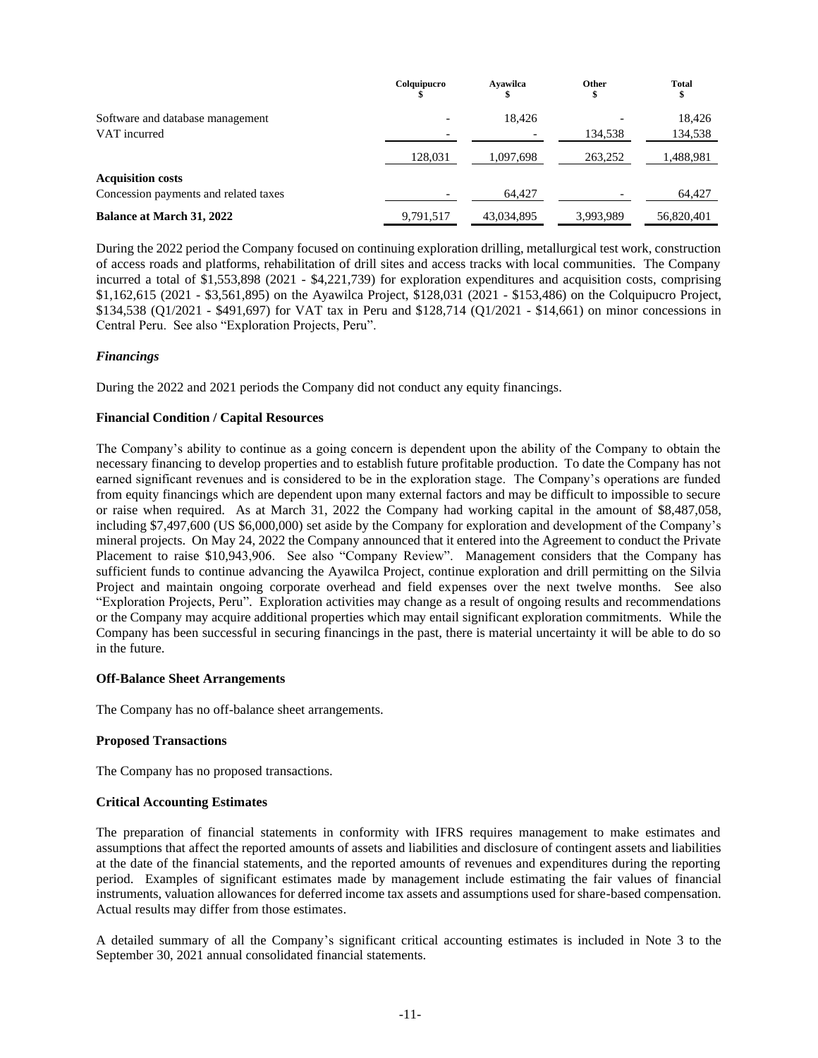| | Colquipucro $ | Ayawilca $ | Other $ | Total $ |
|---|---|---|---|---|
| Software and database management | - | 18,426 | - | 18,426 |
| VAT incurred | - | - | 134,538 | 134,538 |
| | 128,031 | 1,097,698 | 263,252 | 1,488,981 |
| **Acquisition costs** | | | | |
| Concession payments and related taxes | - | 64,427 | - | 64,427 |
| **Balance at March 31, 2022** | 9,791,517 | 43,034,895 | 3,993,989 | 56,820,401 |

During the 2022 period the Company focused on continuing exploration drilling, metallurgical test work, construction of access roads and platforms, rehabilitation of drill sites and access tracks with local communities. The Company incurred a total of $1,553,898 (2021 - $4,221,739) for exploration expenditures and acquisition costs, comprising $1,162,615 (2021 - $3,561,895) on the Ayawilca Project, $128,031 (2021 - $153,486) on the Colquipucro Project, $134,538 (Q1/2021 - $491,697) for VAT tax in Peru and $128,714 (Q1/2021 - $14,661) on minor concessions in Central Peru. See also "Exploration Projects, Peru".

### *Financings*

During the 2022 and 2021 periods the Company did not conduct any equity financings.

### Financial Condition / Capital Resources

The Company's ability to continue as a going concern is dependent upon the ability of the Company to obtain the necessary financing to develop properties and to establish future profitable production. To date the Company has not earned significant revenues and is considered to be in the exploration stage. The Company's operations are funded from equity financings which are dependent upon many external factors and may be difficult to impossible to secure or raise when required. As at March 31, 2022 the Company had working capital in the amount of $8,487,058, including $7,497,600 (US $6,000,000) set aside by the Company for exploration and development of the Company's mineral projects. On May 24, 2022 the Company announced that it entered into the Agreement to conduct the Private Placement to raise $10,943,906. See also "Company Review". Management considers that the Company has sufficient funds to continue advancing the Ayawilca Project, continue exploration and drill permitting on the Silvia Project and maintain ongoing corporate overhead and field expenses over the next twelve months. See also "Exploration Projects, Peru". Exploration activities may change as a result of ongoing results and recommendations or the Company may acquire additional properties which may entail significant exploration commitments. While the Company has been successful in securing financings in the past, there is material uncertainty it will be able to do so in the future.

### Off-Balance Sheet Arrangements

The Company has no off-balance sheet arrangements.

### Proposed Transactions

The Company has no proposed transactions.

### Critical Accounting Estimates

The preparation of financial statements in conformity with IFRS requires management to make estimates and assumptions that affect the reported amounts of assets and liabilities and disclosure of contingent assets and liabilities at the date of the financial statements, and the reported amounts of revenues and expenditures during the reporting period. Examples of significant estimates made by management include estimating the fair values of financial instruments, valuation allowances for deferred income tax assets and assumptions used for share-based compensation. Actual results may differ from those estimates.

A detailed summary of all the Company's significant critical accounting estimates is included in Note 3 to the September 30, 2021 annual consolidated financial statements.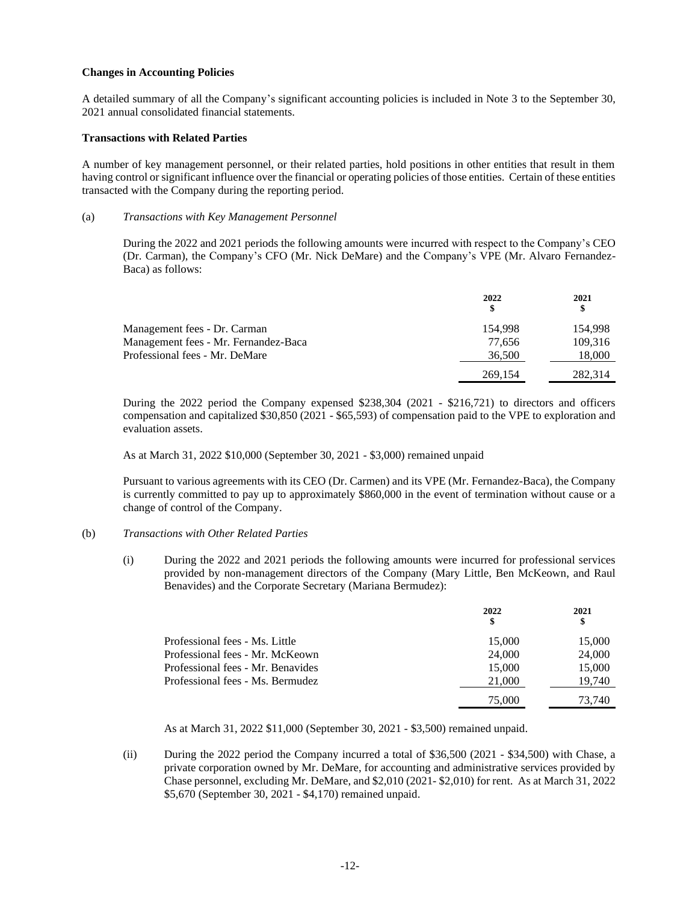**Changes in Accounting Policies**

A detailed summary of all the Company's significant accounting policies is included in Note 3 to the September 30, 2021 annual consolidated financial statements.

**Transactions with Related Parties**

A number of key management personnel, or their related parties, hold positions in other entities that result in them having control or significant influence over the financial or operating policies of those entities. Certain of these entities transacted with the Company during the reporting period.

(a) *Transactions with Key Management Personnel*

During the 2022 and 2021 periods the following amounts were incurred with respect to the Company's CEO (Dr. Carman), the Company's CFO (Mr. Nick DeMare) and the Company's VPE (Mr. Alvaro Fernandez-Baca) as follows:

| | 2022<br>$ | 2021<br>$ |
|---|---|---|
| Management fees - Dr. Carman | 154,998 | 154,998 |
| Management fees - Mr. Fernandez-Baca | 77,656 | 109,316 |
| Professional fees - Mr. DeMare | 36,500 | 18,000 |
| | 269,154 | 282,314 |

During the 2022 period the Company expensed $238,304 (2021 - $216,721) to directors and officers compensation and capitalized $30,850 (2021 - $65,593) of compensation paid to the VPE to exploration and evaluation assets.

As at March 31, 2022 $10,000 (September 30, 2021 - $3,000) remained unpaid

Pursuant to various agreements with its CEO (Dr. Carmen) and its VPE (Mr. Fernandez-Baca), the Company is currently committed to pay up to approximately $860,000 in the event of termination without cause or a change of control of the Company.

(b) *Transactions with Other Related Parties*

(i) During the 2022 and 2021 periods the following amounts were incurred for professional services provided by non-management directors of the Company (Mary Little, Ben McKeown, and Raul Benavides) and the Corporate Secretary (Mariana Bermudez):

| | 2022<br>$ | 2021<br>$ |
|---|---|---|
| Professional fees - Ms. Little | 15,000 | 15,000 |
| Professional fees - Mr. McKeown | 24,000 | 24,000 |
| Professional fees - Mr. Benavides | 15,000 | 15,000 |
| Professional fees - Ms. Bermudez | 21,000 | 19,740 |
| | 75,000 | 73,740 |

As at March 31, 2022 $11,000 (September 30, 2021 - $3,500) remained unpaid.

(ii) During the 2022 period the Company incurred a total of $36,500 (2021 - $34,500) with Chase, a private corporation owned by Mr. DeMare, for accounting and administrative services provided by Chase personnel, excluding Mr. DeMare, and $2,010 (2021- $2,010) for rent. As at March 31, 2022 $5,670 (September 30, 2021 - $4,170) remained unpaid.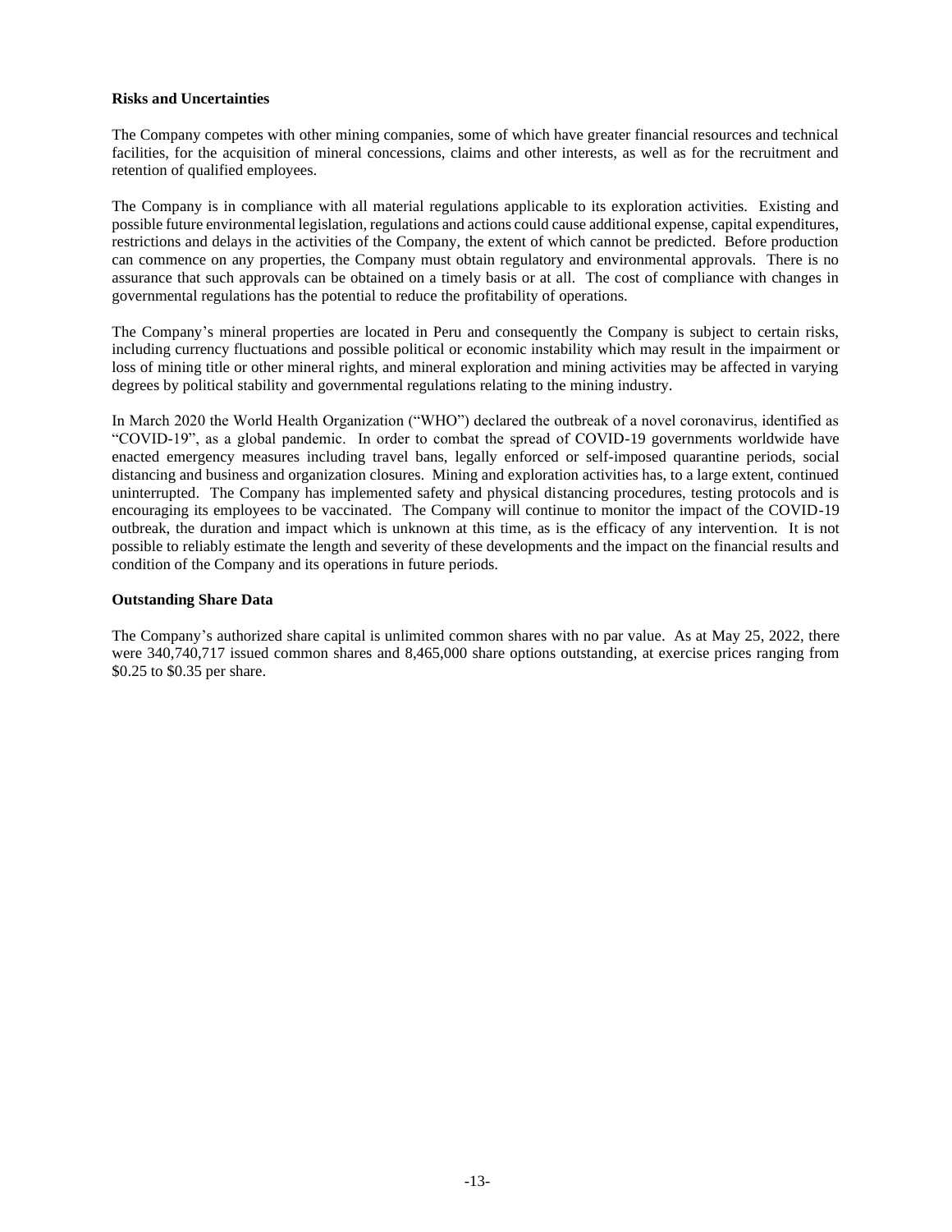**Risks and Uncertainties**

The Company competes with other mining companies, some of which have greater financial resources and technical facilities, for the acquisition of mineral concessions, claims and other interests, as well as for the recruitment and retention of qualified employees.

The Company is in compliance with all material regulations applicable to its exploration activities. Existing and possible future environmental legislation, regulations and actions could cause additional expense, capital expenditures, restrictions and delays in the activities of the Company, the extent of which cannot be predicted. Before production can commence on any properties, the Company must obtain regulatory and environmental approvals. There is no assurance that such approvals can be obtained on a timely basis or at all. The cost of compliance with changes in governmental regulations has the potential to reduce the profitability of operations.

The Company's mineral properties are located in Peru and consequently the Company is subject to certain risks, including currency fluctuations and possible political or economic instability which may result in the impairment or loss of mining title or other mineral rights, and mineral exploration and mining activities may be affected in varying degrees by political stability and governmental regulations relating to the mining industry.

In March 2020 the World Health Organization ("WHO") declared the outbreak of a novel coronavirus, identified as "COVID-19", as a global pandemic. In order to combat the spread of COVID-19 governments worldwide have enacted emergency measures including travel bans, legally enforced or self-imposed quarantine periods, social distancing and business and organization closures. Mining and exploration activities has, to a large extent, continued uninterrupted. The Company has implemented safety and physical distancing procedures, testing protocols and is encouraging its employees to be vaccinated. The Company will continue to monitor the impact of the COVID-19 outbreak, the duration and impact which is unknown at this time, as is the efficacy of any intervention. It is not possible to reliably estimate the length and severity of these developments and the impact on the financial results and condition of the Company and its operations in future periods.

**Outstanding Share Data**

The Company's authorized share capital is unlimited common shares with no par value. As at May 25, 2022, there were 340,740,717 issued common shares and 8,465,000 share options outstanding, at exercise prices ranging from \$0.25 to \$0.35 per share.